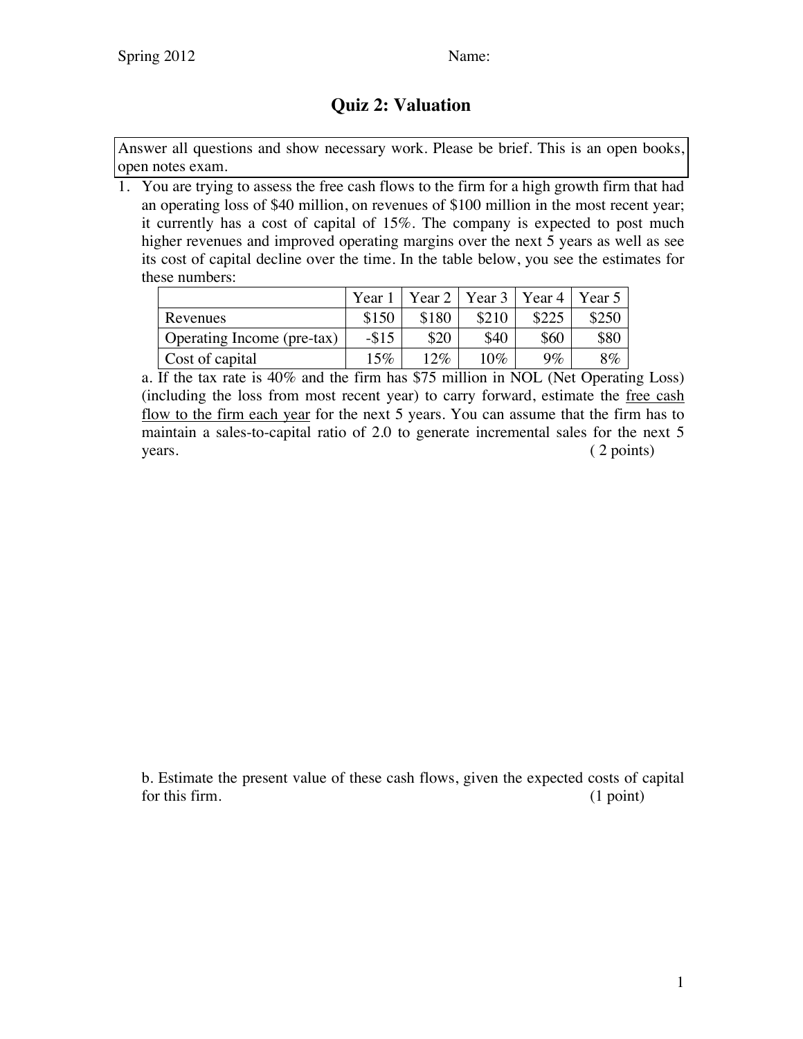Spring 2012 Name:

# Quiz 2: Valuation

Answer all questions and show necessary work. Please be brief. This is an open books, open notes exam.

1. You are trying to assess the free cash flows to the firm for a high growth firm that had an operating loss of $40 million, on revenues of $100 million in the most recent year; it currently has a cost of capital of 15%. The company is expected to post much higher revenues and improved operating margins over the next 5 years as well as see its cost of capital decline over the time. In the table below, you see the estimates for these numbers:

| | Year 1 | Year 2 | Year 3 | Year 4 | Year 5 |
|---|---|---|---|---|---|
| Revenues | $150 | $180 | $210 | $225 | $250 |
| Operating Income (pre-tax) | -$15 | $20 | $40 | $60 | $80 |
| Cost of capital | 15% | 12% | 10% | 9% | 8% |

a. If the tax rate is 40% and the firm has $75 million in NOL (Net Operating Loss) (including the loss from most recent year) to carry forward, estimate the <u>free cash flow to the firm each year</u> for the next 5 years. You can assume that the firm has to maintain a sales-to-capital ratio of 2.0 to generate incremental sales for the next 5 years. ( 2 points)

b. Estimate the present value of these cash flows, given the expected costs of capital for this firm. (1 point)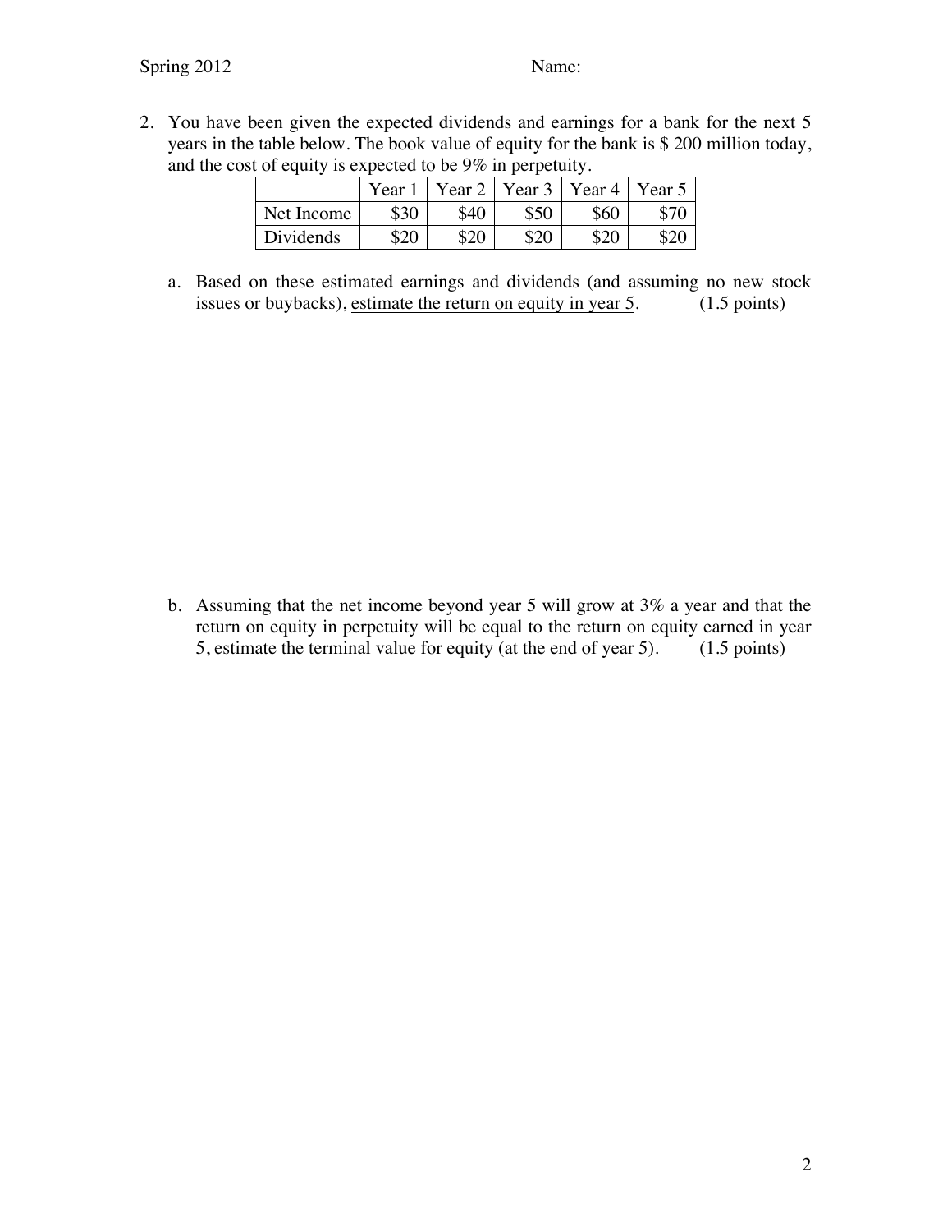2. You have been given the expected dividends and earnings for a bank for the next 5 years in the table below. The book value of equity for the bank is $ 200 million today, and the cost of equity is expected to be 9% in perpetuity.

| | Year 1 | Year 2 | Year 3 | Year 4 | Year 5 |
|---|---|---|---|---|---|
| Net Income | $30 | $40 | $50 | $60 | $70 |
| Dividends | $20 | $20 | $20 | $20 | $20 |

   a. Based on these estimated earnings and dividends (and assuming no new stock issues or buybacks), estimate the return on equity in year 5. (1.5 points)

   b. Assuming that the net income beyond year 5 will grow at 3% a year and that the return on equity in perpetuity will be equal to the return on equity earned in year 5, estimate the terminal value for equity (at the end of year 5). (1.5 points)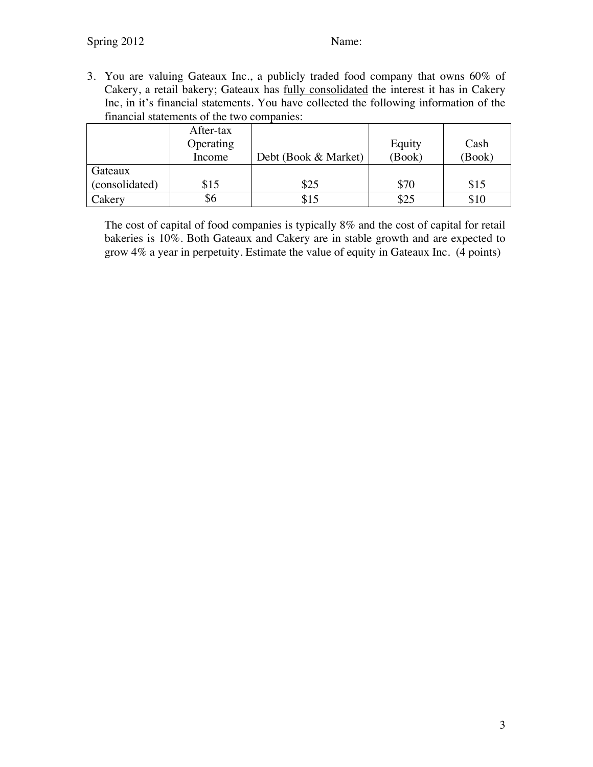3. You are valuing Gateaux Inc., a publicly traded food company that owns 60% of Cakery, a retail bakery; Gateaux has <u>fully consolidated</u> the interest it has in Cakery Inc, in it's financial statements. You have collected the following information of the financial statements of the two companies:

| | After-tax Operating Income | Debt (Book & Market) | Equity (Book) | Cash (Book) |
|---|---|---|---|---|
| Gateaux (consolidated) | $15 | $25 | $70 | $15 |
| Cakery | $6 | $15 | $25 | $10 |

The cost of capital of food companies is typically 8% and the cost of capital for retail bakeries is 10%. Both Gateaux and Cakery are in stable growth and are expected to grow 4% a year in perpetuity. Estimate the value of equity in Gateaux Inc. (4 points)